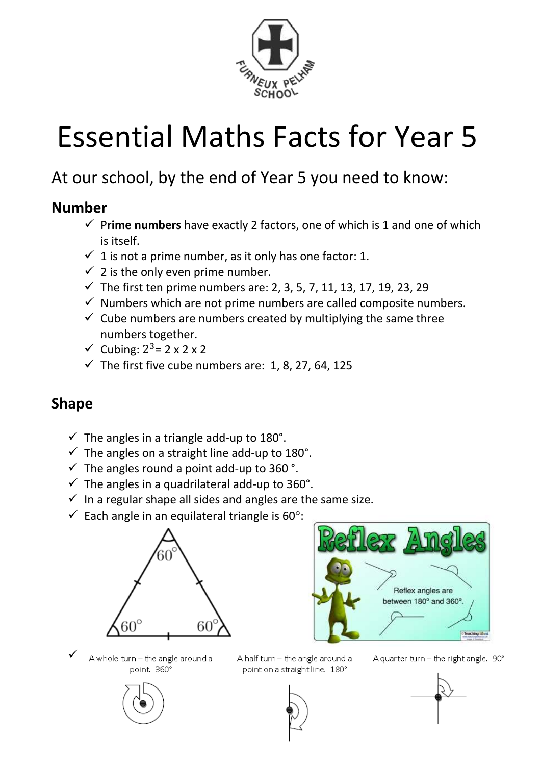# Essential Maths Facts for Year 5

## At our school, by the end of Year 5 you need to know:

### Number

- ✓ P**rime numbers** have exactly 2 factors, one of which is 1 and one of which is itself.
- ✓ 1 is not a prime number, as it only has one factor: 1.
- ✓ 2 is the only even prime number.
- ✓ The first ten prime numbers are: 2, 3, 5, 7, 11, 13, 17, 19, 23, 29
- ✓ Numbers which are not prime numbers are called composite numbers.
- ✓ Cube numbers are numbers created by multiplying the same three numbers together.
- ✓ Cubing: $2^3 = 2 \times 2 \times 2$
- ✓ The first five cube numbers are: 1, 8, 27, 64, 125

### Shape

- ✓ The angles in a triangle add-up to 180°.
- ✓ The angles on a straight line add-up to 180°.
- ✓ The angles round a point add-up to 360 °.
- ✓ The angles in a quadrilateral add-up to 360°.
- ✓ In a regular shape all sides and angles are the same size.
- ✓ Each angle in an equilateral triangle is 60°:

60° 60° 60°

Reflex Angles

Reflex angles are between 180° and 360°.

- ✓ A whole turn – the angle around a point. 360°

A half turn – the angle around a point on a straight line. 180°

A quarter turn – the right angle. 90°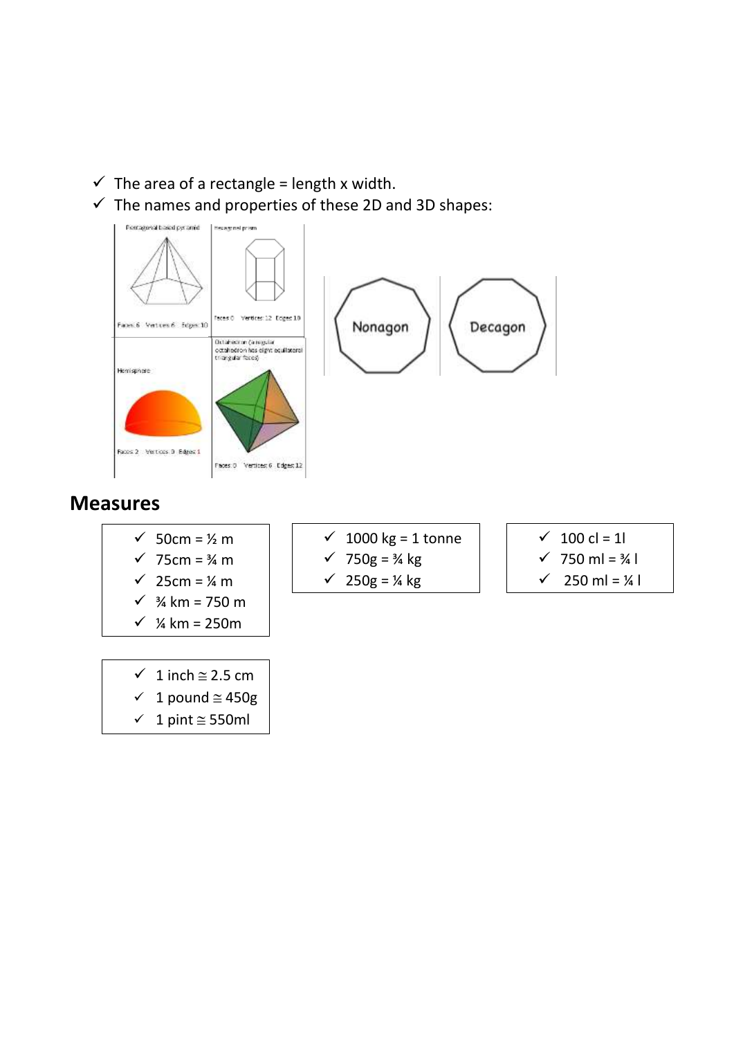- ✓ The area of a rectangle = length x width.
- ✓ The names and properties of these 2D and 3D shapes:

Pentagonal based pyramid

Faces: 6 Vertices: 6 Edges: 10

Hexagonal prism

Faces: 8 Vertices: 12 Edges: 18

Hemisphere

Faces: 2 Vertices: 0 Edges: 1

Octahedron (a regular octahedron has eight equilateral triangular faces)

Faces: 8 Vertices: 6 Edges: 12

Nonagon

Decagon

## Measures

- ✓ 50cm = ½ m
- ✓ 75cm = ¾ m
- ✓ 25cm = ¼ m
- ✓ ¾ km = 750 m
- ✓ ¼ km = 250m

- ✓ 1000 kg = 1 tonne
- ✓ 750g = ¾ kg
- ✓ 250g = ¼ kg

- ✓ 100 cl = 1l
- ✓ 750 ml = ¾ l
- ✓ 250 ml = ¼ l

- ✓ 1 inch $\cong$ 2.5 cm
- ✓ 1 pound $\cong$ 450g
- ✓ 1 pint $\cong$ 550ml